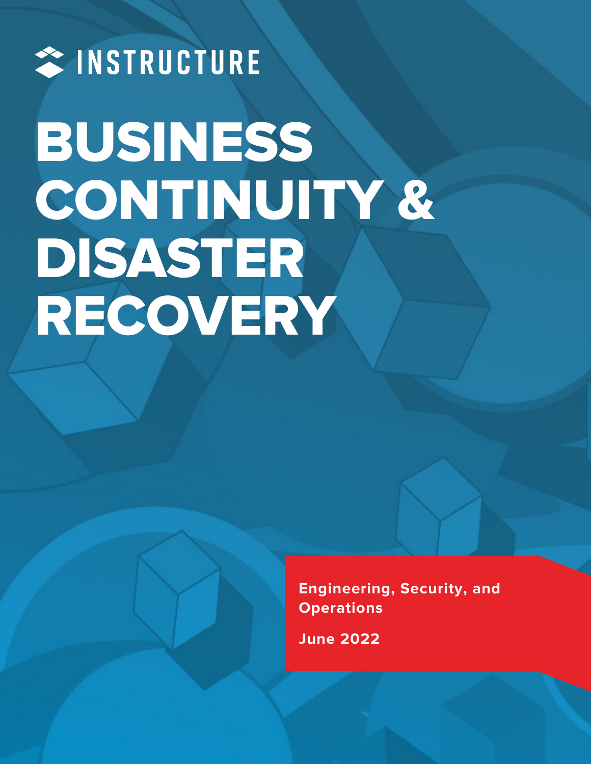INSTRUCTURE

# BUSINESS CONTINUITY & DISASTER RECOVERY

**Engineering, Security, and Operations**

**June 2022**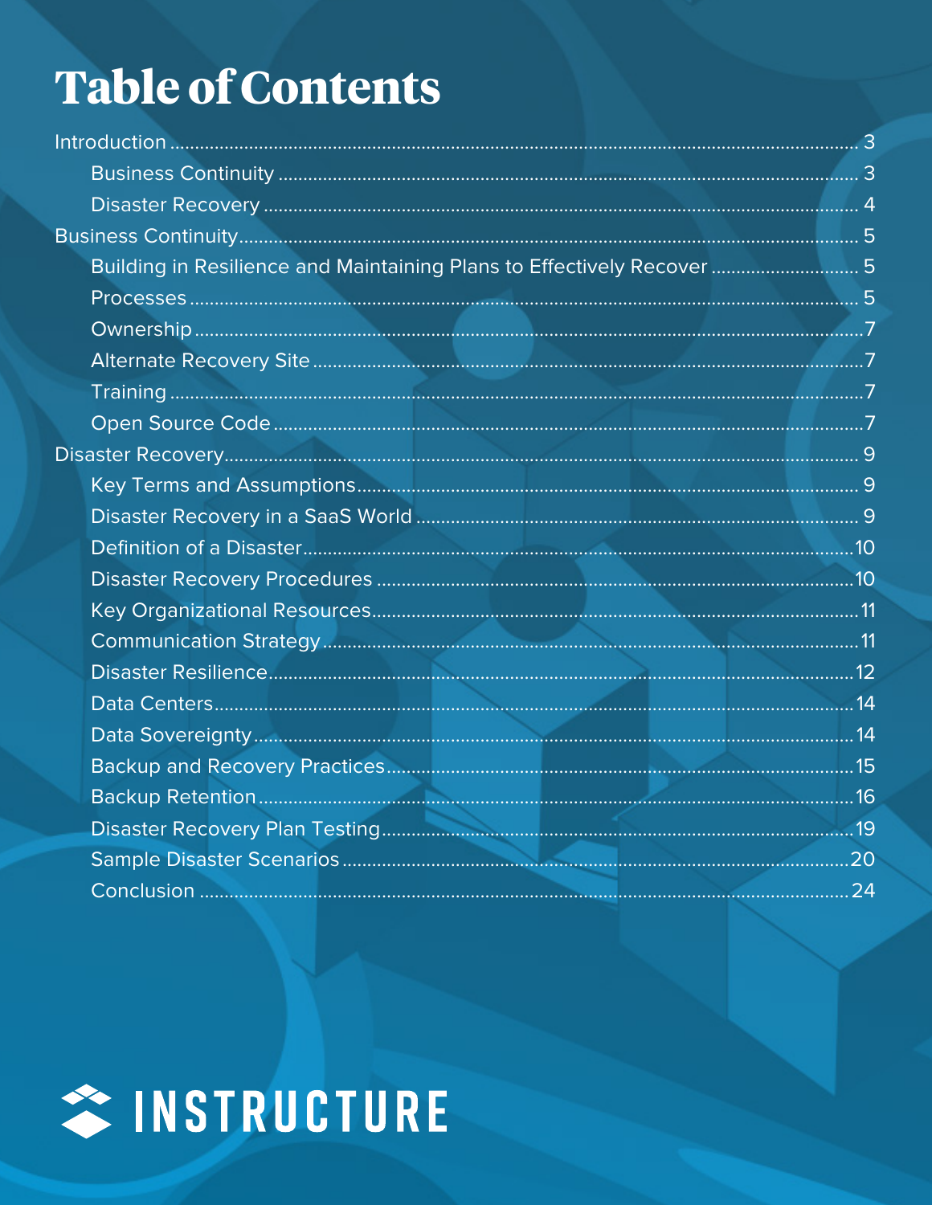# Table of Contents

- Introduction ... 3
  - Business Continuity ... 3
  - Disaster Recovery ... 4
- Business Continuity ... 5
  - Building in Resilience and Maintaining Plans to Effectively Recover ... 5
  - Processes ... 5
  - Ownership ... 7
  - Alternate Recovery Site ... 7
  - Training ... 7
  - Open Source Code ... 7
- Disaster Recovery ... 9
  - Key Terms and Assumptions ... 9
  - Disaster Recovery in a SaaS World ... 9
  - Definition of a Disaster ... 10
  - Disaster Recovery Procedures ... 10
  - Key Organizational Resources ... 11
  - Communication Strategy ... 11
  - Disaster Resilience ... 12
  - Data Centers ... 14
  - Data Sovereignty ... 14
  - Backup and Recovery Practices ... 15
  - Backup Retention ... 16
  - Disaster Recovery Plan Testing ... 19
  - Sample Disaster Scenarios ... 20
  - Conclusion ... 24

INSTRUCTURE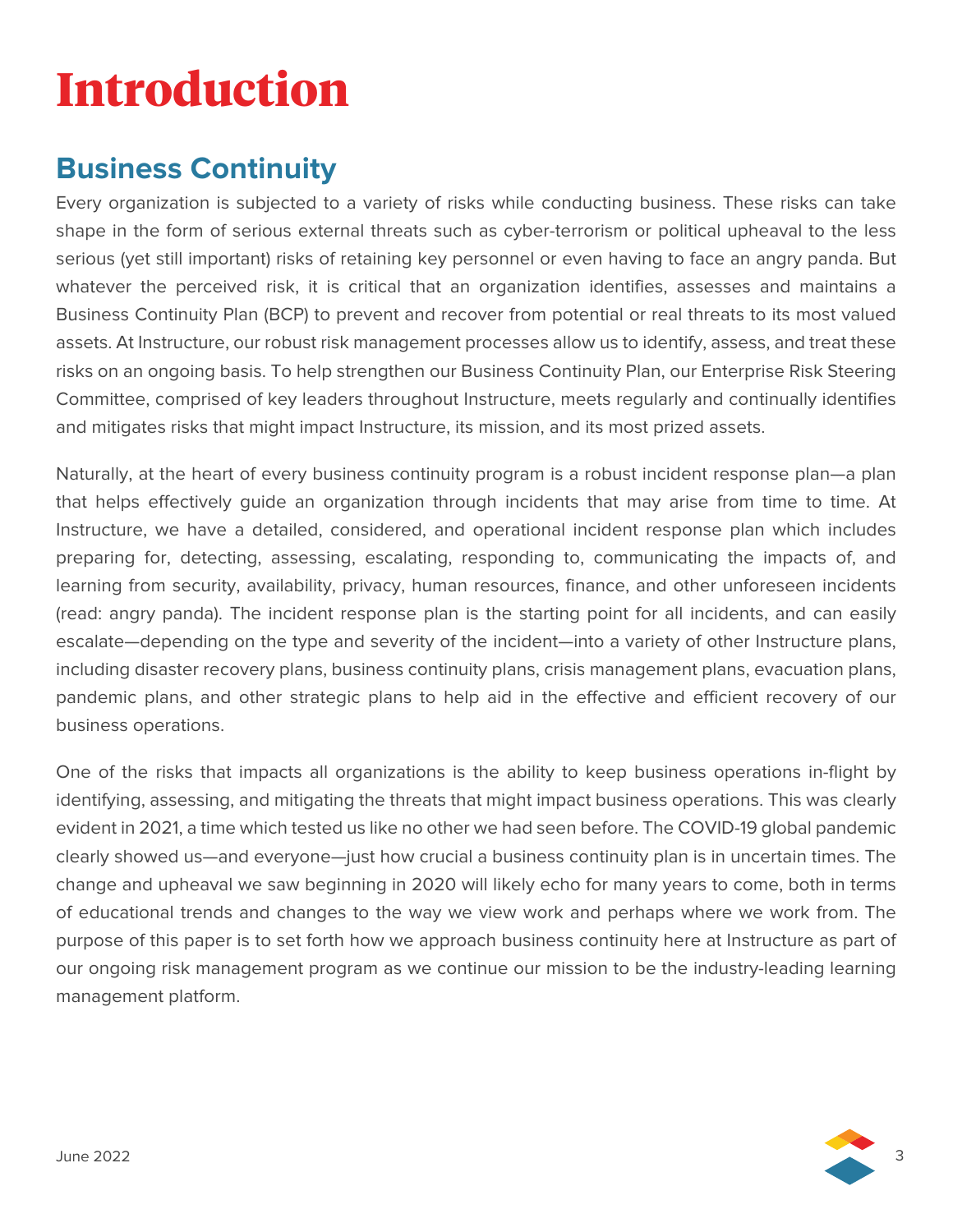# Introduction

## Business Continuity

Every organization is subjected to a variety of risks while conducting business. These risks can take shape in the form of serious external threats such as cyber-terrorism or political upheaval to the less serious (yet still important) risks of retaining key personnel or even having to face an angry panda. But whatever the perceived risk, it is critical that an organization identifies, assesses and maintains a Business Continuity Plan (BCP) to prevent and recover from potential or real threats to its most valued assets. At Instructure, our robust risk management processes allow us to identify, assess, and treat these risks on an ongoing basis. To help strengthen our Business Continuity Plan, our Enterprise Risk Steering Committee, comprised of key leaders throughout Instructure, meets regularly and continually identifies and mitigates risks that might impact Instructure, its mission, and its most prized assets.

Naturally, at the heart of every business continuity program is a robust incident response plan—a plan that helps effectively guide an organization through incidents that may arise from time to time. At Instructure, we have a detailed, considered, and operational incident response plan which includes preparing for, detecting, assessing, escalating, responding to, communicating the impacts of, and learning from security, availability, privacy, human resources, finance, and other unforeseen incidents (read: angry panda). The incident response plan is the starting point for all incidents, and can easily escalate—depending on the type and severity of the incident—into a variety of other Instructure plans, including disaster recovery plans, business continuity plans, crisis management plans, evacuation plans, pandemic plans, and other strategic plans to help aid in the effective and efficient recovery of our business operations.

One of the risks that impacts all organizations is the ability to keep business operations in-flight by identifying, assessing, and mitigating the threats that might impact business operations. This was clearly evident in 2021, a time which tested us like no other we had seen before. The COVID-19 global pandemic clearly showed us—and everyone—just how crucial a business continuity plan is in uncertain times. The change and upheaval we saw beginning in 2020 will likely echo for many years to come, both in terms of educational trends and changes to the way we view work and perhaps where we work from. The purpose of this paper is to set forth how we approach business continuity here at Instructure as part of our ongoing risk management program as we continue our mission to be the industry-leading learning management platform.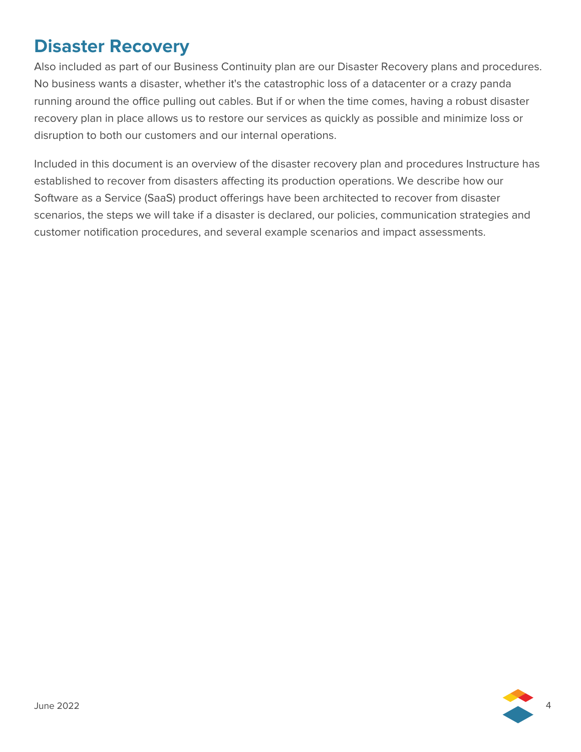# Disaster Recovery

Also included as part of our Business Continuity plan are our Disaster Recovery plans and procedures. No business wants a disaster, whether it's the catastrophic loss of a datacenter or a crazy panda running around the office pulling out cables. But if or when the time comes, having a robust disaster recovery plan in place allows us to restore our services as quickly as possible and minimize loss or disruption to both our customers and our internal operations.

Included in this document is an overview of the disaster recovery plan and procedures Instructure has established to recover from disasters affecting its production operations. We describe how our Software as a Service (SaaS) product offerings have been architected to recover from disaster scenarios, the steps we will take if a disaster is declared, our policies, communication strategies and customer notification procedures, and several example scenarios and impact assessments.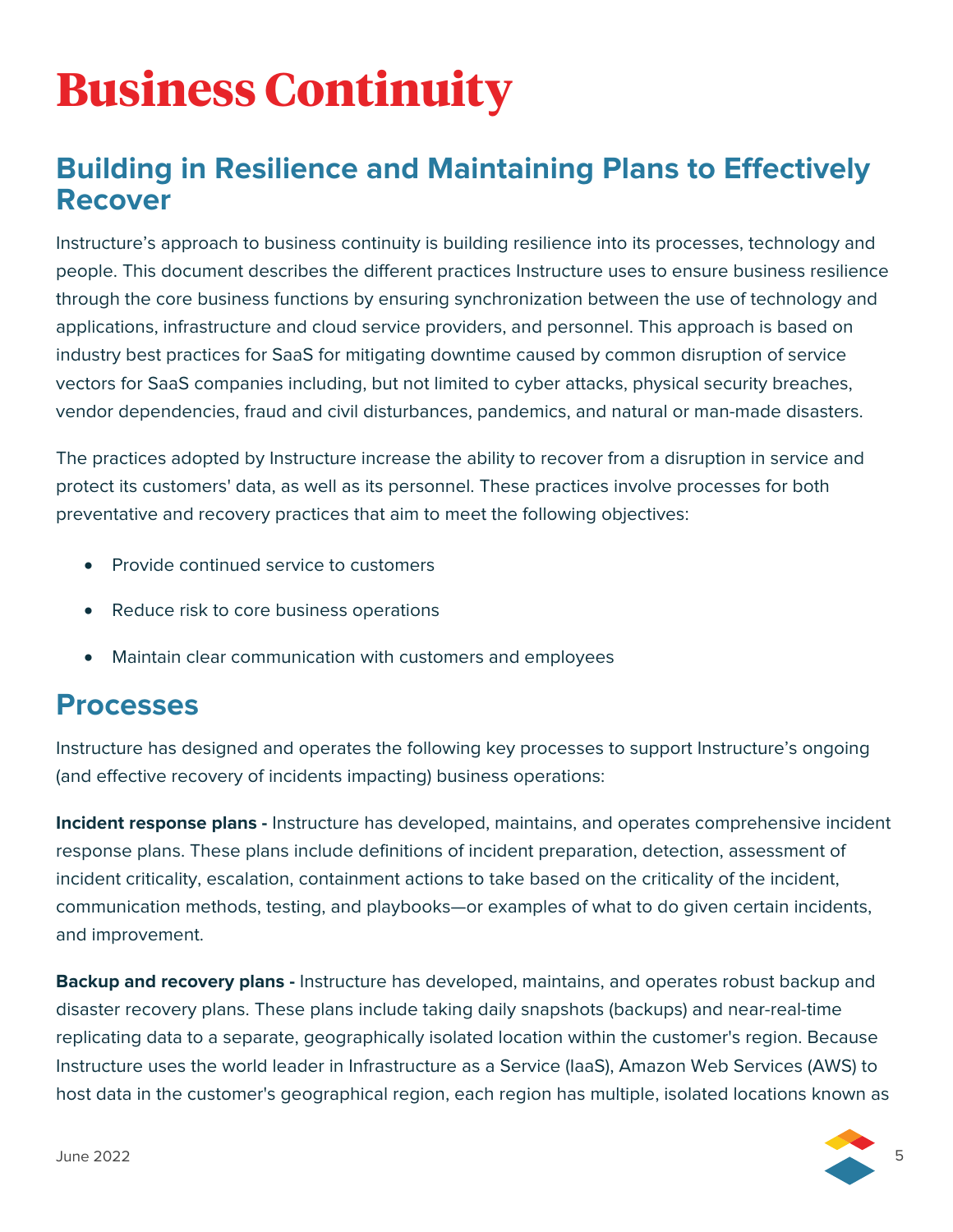# Business Continuity

## Building in Resilience and Maintaining Plans to Effectively Recover

Instructure's approach to business continuity is building resilience into its processes, technology and people. This document describes the different practices Instructure uses to ensure business resilience through the core business functions by ensuring synchronization between the use of technology and applications, infrastructure and cloud service providers, and personnel. This approach is based on industry best practices for SaaS for mitigating downtime caused by common disruption of service vectors for SaaS companies including, but not limited to cyber attacks, physical security breaches, vendor dependencies, fraud and civil disturbances, pandemics, and natural or man-made disasters.

The practices adopted by Instructure increase the ability to recover from a disruption in service and protect its customers' data, as well as its personnel. These practices involve processes for both preventative and recovery practices that aim to meet the following objectives:

- Provide continued service to customers
- Reduce risk to core business operations
- Maintain clear communication with customers and employees

## Processes

Instructure has designed and operates the following key processes to support Instructure's ongoing (and effective recovery of incidents impacting) business operations:

**Incident response plans -** Instructure has developed, maintains, and operates comprehensive incident response plans. These plans include definitions of incident preparation, detection, assessment of incident criticality, escalation, containment actions to take based on the criticality of the incident, communication methods, testing, and playbooks—or examples of what to do given certain incidents, and improvement.

**Backup and recovery plans -** Instructure has developed, maintains, and operates robust backup and disaster recovery plans. These plans include taking daily snapshots (backups) and near-real-time replicating data to a separate, geographically isolated location within the customer's region. Because Instructure uses the world leader in Infrastructure as a Service (IaaS), Amazon Web Services (AWS) to host data in the customer's geographical region, each region has multiple, isolated locations known as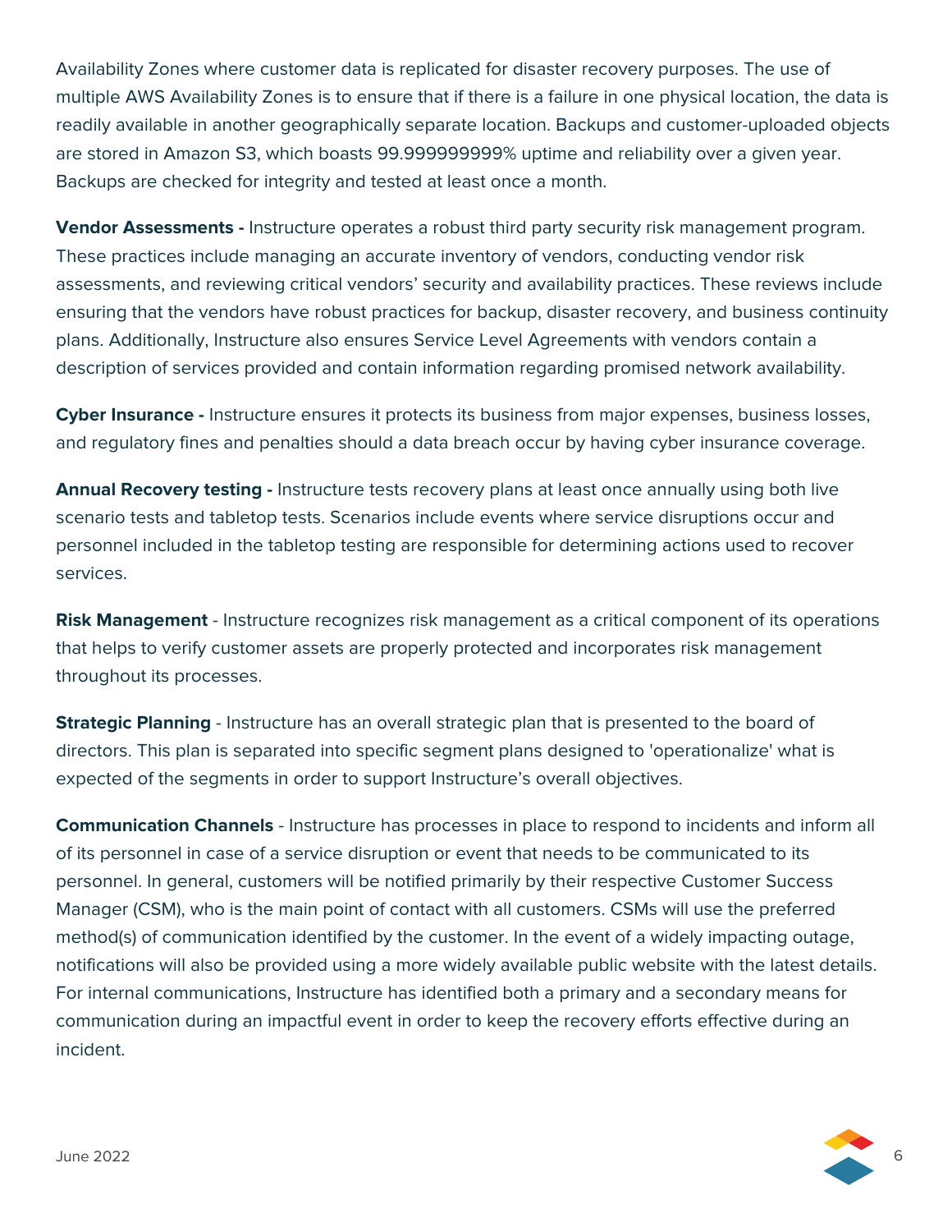Availability Zones where customer data is replicated for disaster recovery purposes. The use of multiple AWS Availability Zones is to ensure that if there is a failure in one physical location, the data is readily available in another geographically separate location. Backups and customer-uploaded objects are stored in Amazon S3, which boasts 99.999999999% uptime and reliability over a given year. Backups are checked for integrity and tested at least once a month.

**Vendor Assessments -** Instructure operates a robust third party security risk management program. These practices include managing an accurate inventory of vendors, conducting vendor risk assessments, and reviewing critical vendors' security and availability practices. These reviews include ensuring that the vendors have robust practices for backup, disaster recovery, and business continuity plans. Additionally, Instructure also ensures Service Level Agreements with vendors contain a description of services provided and contain information regarding promised network availability.

**Cyber Insurance -** Instructure ensures it protects its business from major expenses, business losses, and regulatory fines and penalties should a data breach occur by having cyber insurance coverage.

**Annual Recovery testing -** Instructure tests recovery plans at least once annually using both live scenario tests and tabletop tests. Scenarios include events where service disruptions occur and personnel included in the tabletop testing are responsible for determining actions used to recover services.

**Risk Management** - Instructure recognizes risk management as a critical component of its operations that helps to verify customer assets are properly protected and incorporates risk management throughout its processes.

**Strategic Planning** - Instructure has an overall strategic plan that is presented to the board of directors. This plan is separated into specific segment plans designed to 'operationalize' what is expected of the segments in order to support Instructure's overall objectives.

**Communication Channels** - Instructure has processes in place to respond to incidents and inform all of its personnel in case of a service disruption or event that needs to be communicated to its personnel. In general, customers will be notified primarily by their respective Customer Success Manager (CSM), who is the main point of contact with all customers. CSMs will use the preferred method(s) of communication identified by the customer. In the event of a widely impacting outage, notifications will also be provided using a more widely available public website with the latest details. For internal communications, Instructure has identified both a primary and a secondary means for communication during an impactful event in order to keep the recovery efforts effective during an incident.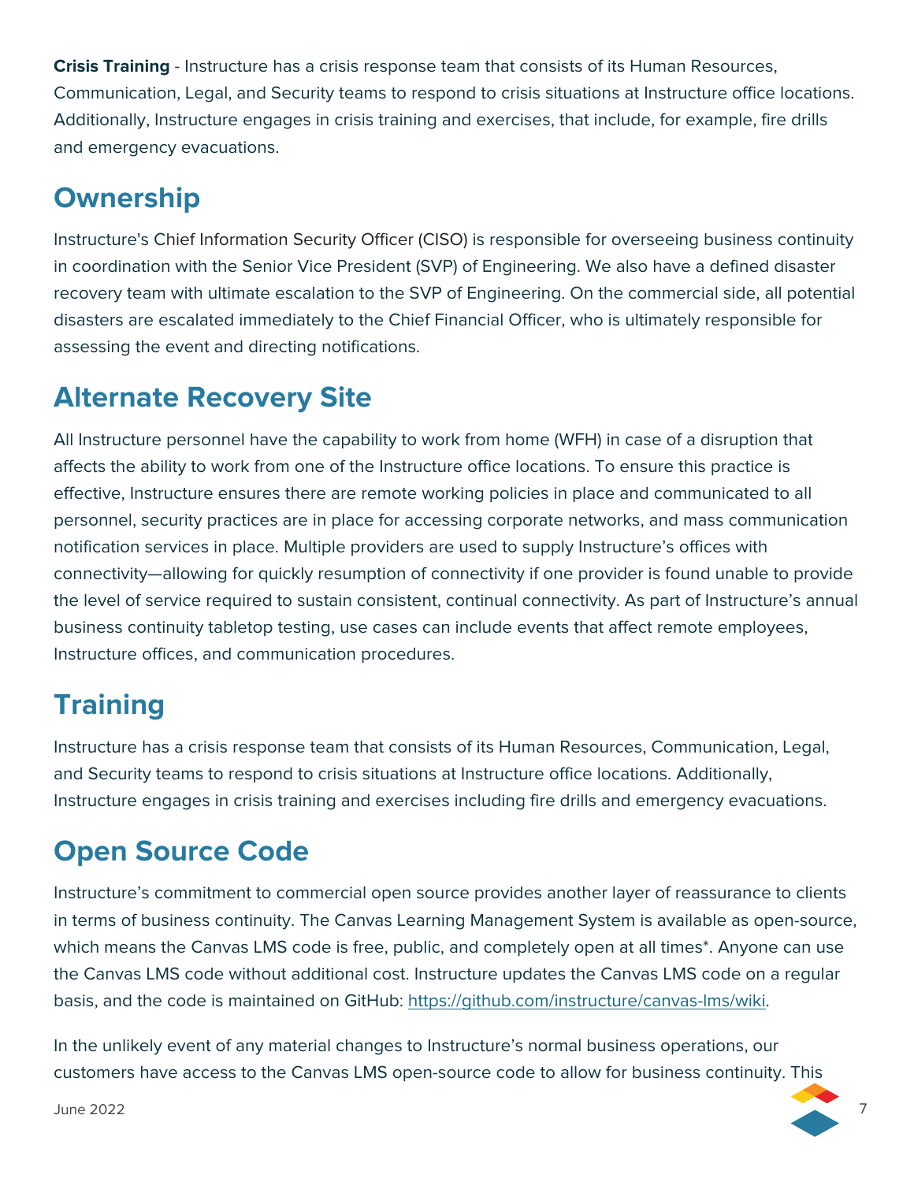**Crisis Training** - Instructure has a crisis response team that consists of its Human Resources, Communication, Legal, and Security teams to respond to crisis situations at Instructure office locations. Additionally, Instructure engages in crisis training and exercises, that include, for example, fire drills and emergency evacuations.

## Ownership

Instructure's Chief Information Security Officer (CISO) is responsible for overseeing business continuity in coordination with the Senior Vice President (SVP) of Engineering. We also have a defined disaster recovery team with ultimate escalation to the SVP of Engineering. On the commercial side, all potential disasters are escalated immediately to the Chief Financial Officer, who is ultimately responsible for assessing the event and directing notifications.

## Alternate Recovery Site

All Instructure personnel have the capability to work from home (WFH) in case of a disruption that affects the ability to work from one of the Instructure office locations. To ensure this practice is effective, Instructure ensures there are remote working policies in place and communicated to all personnel, security practices are in place for accessing corporate networks, and mass communication notification services in place. Multiple providers are used to supply Instructure's offices with connectivity—allowing for quickly resumption of connectivity if one provider is found unable to provide the level of service required to sustain consistent, continual connectivity. As part of Instructure's annual business continuity tabletop testing, use cases can include events that affect remote employees, Instructure offices, and communication procedures.

## Training

Instructure has a crisis response team that consists of its Human Resources, Communication, Legal, and Security teams to respond to crisis situations at Instructure office locations. Additionally, Instructure engages in crisis training and exercises including fire drills and emergency evacuations.

## Open Source Code

Instructure's commitment to commercial open source provides another layer of reassurance to clients in terms of business continuity. The Canvas Learning Management System is available as open-source, which means the Canvas LMS code is free, public, and completely open at all times*. Anyone can use the Canvas LMS code without additional cost. Instructure updates the Canvas LMS code on a regular basis, and the code is maintained on GitHub: https://github.com/instructure/canvas-lms/wiki.

In the unlikely event of any material changes to Instructure's normal business operations, our customers have access to the Canvas LMS open-source code to allow for business continuity. This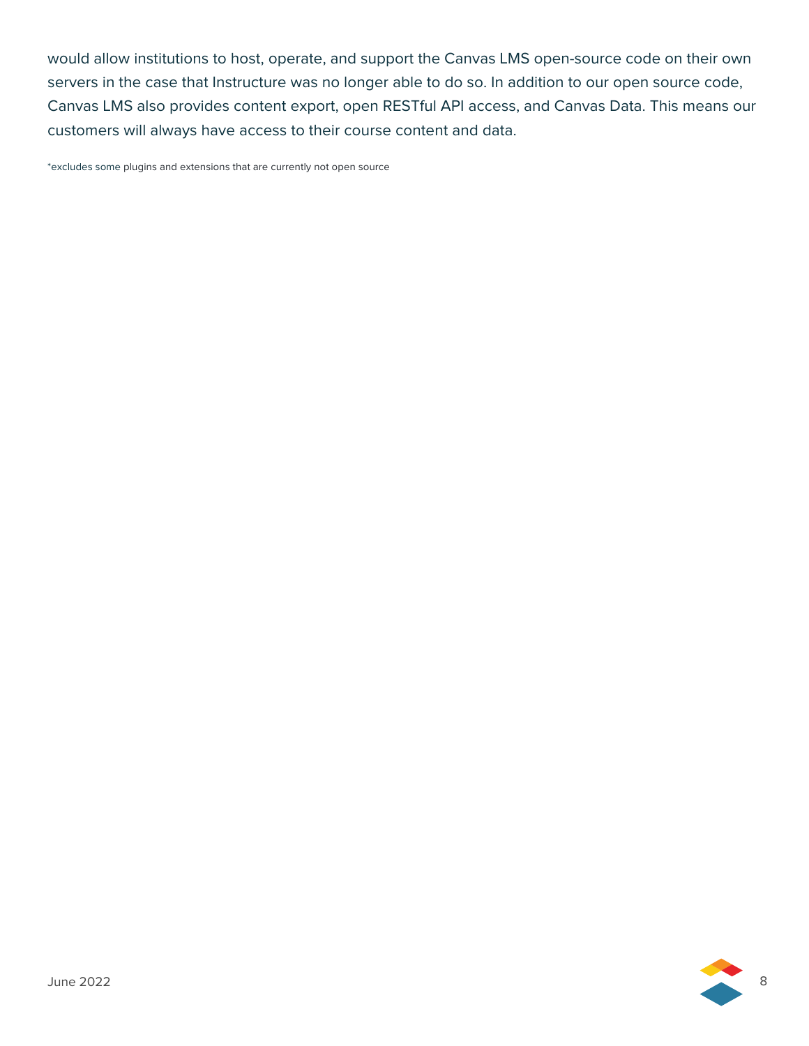would allow institutions to host, operate, and support the Canvas LMS open-source code on their own servers in the case that Instructure was no longer able to do so. In addition to our open source code, Canvas LMS also provides content export, open RESTful API access, and Canvas Data. This means our customers will always have access to their course content and data.

*excludes some plugins and extensions that are currently not open source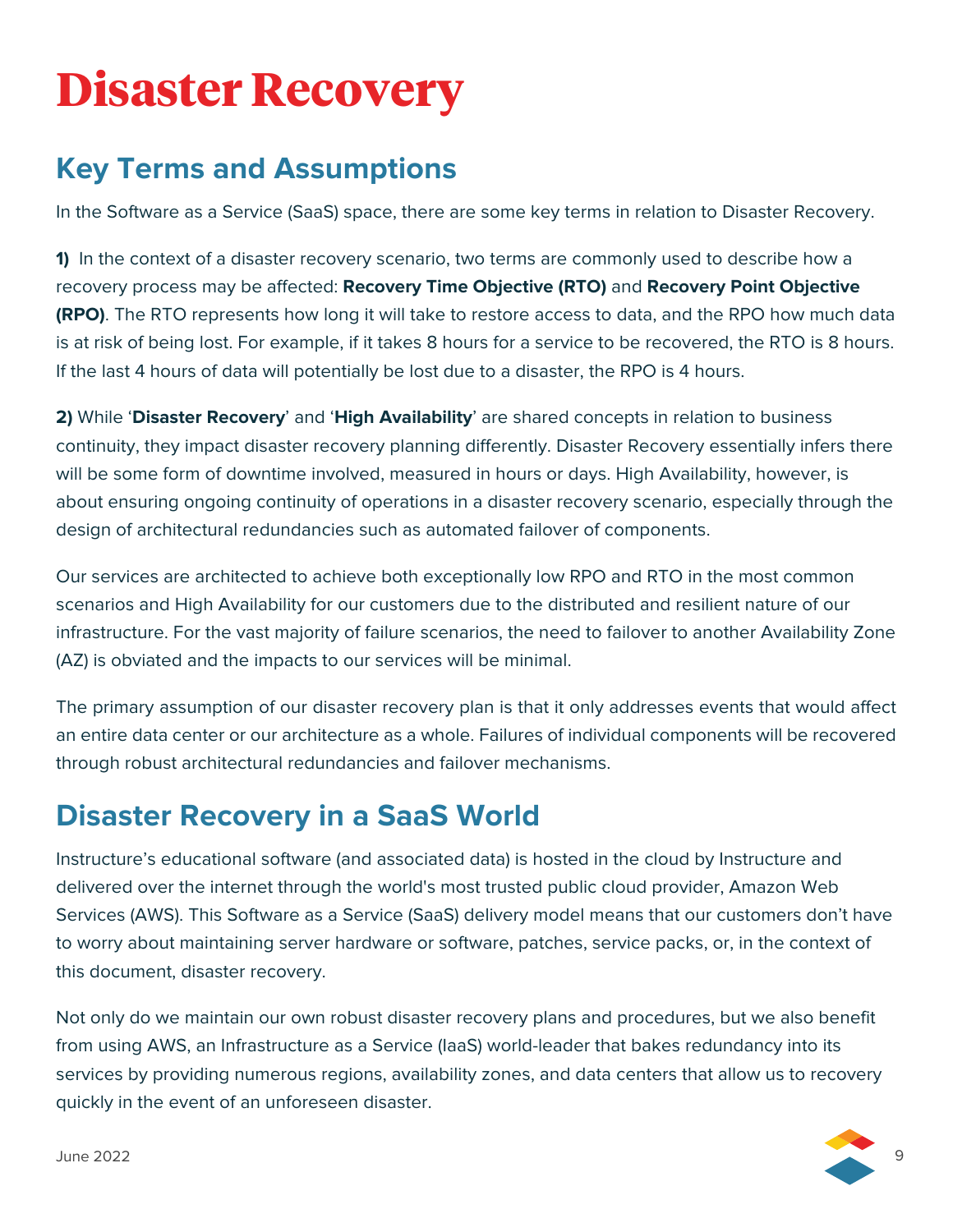# Disaster Recovery

## Key Terms and Assumptions

In the Software as a Service (SaaS) space, there are some key terms in relation to Disaster Recovery.

**1)** In the context of a disaster recovery scenario, two terms are commonly used to describe how a recovery process may be affected: **Recovery Time Objective (RTO)** and **Recovery Point Objective (RPO)**. The RTO represents how long it will take to restore access to data, and the RPO how much data is at risk of being lost. For example, if it takes 8 hours for a service to be recovered, the RTO is 8 hours. If the last 4 hours of data will potentially be lost due to a disaster, the RPO is 4 hours.

**2)** While '**Disaster Recovery**' and '**High Availability**' are shared concepts in relation to business continuity, they impact disaster recovery planning differently. Disaster Recovery essentially infers there will be some form of downtime involved, measured in hours or days. High Availability, however, is about ensuring ongoing continuity of operations in a disaster recovery scenario, especially through the design of architectural redundancies such as automated failover of components.

Our services are architected to achieve both exceptionally low RPO and RTO in the most common scenarios and High Availability for our customers due to the distributed and resilient nature of our infrastructure. For the vast majority of failure scenarios, the need to failover to another Availability Zone (AZ) is obviated and the impacts to our services will be minimal.

The primary assumption of our disaster recovery plan is that it only addresses events that would affect an entire data center or our architecture as a whole. Failures of individual components will be recovered through robust architectural redundancies and failover mechanisms.

## Disaster Recovery in a SaaS World

Instructure's educational software (and associated data) is hosted in the cloud by Instructure and delivered over the internet through the world's most trusted public cloud provider, Amazon Web Services (AWS). This Software as a Service (SaaS) delivery model means that our customers don't have to worry about maintaining server hardware or software, patches, service packs, or, in the context of this document, disaster recovery.

Not only do we maintain our own robust disaster recovery plans and procedures, but we also benefit from using AWS, an Infrastructure as a Service (IaaS) world-leader that bakes redundancy into its services by providing numerous regions, availability zones, and data centers that allow us to recovery quickly in the event of an unforeseen disaster.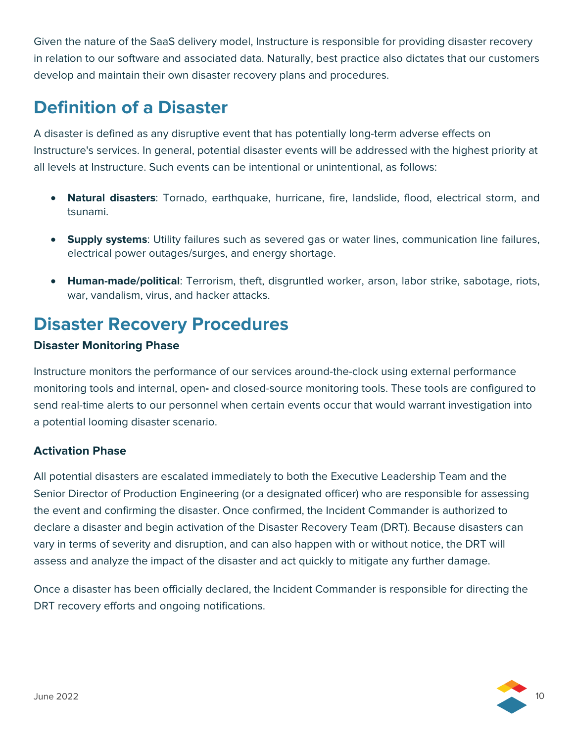Given the nature of the SaaS delivery model, Instructure is responsible for providing disaster recovery in relation to our software and associated data. Naturally, best practice also dictates that our customers develop and maintain their own disaster recovery plans and procedures.

## Definition of a Disaster

A disaster is defined as any disruptive event that has potentially long-term adverse effects on Instructure's services. In general, potential disaster events will be addressed with the highest priority at all levels at Instructure. Such events can be intentional or unintentional, as follows:

- **Natural disasters**: Tornado, earthquake, hurricane, fire, landslide, flood, electrical storm, and tsunami.
- **Supply systems**: Utility failures such as severed gas or water lines, communication line failures, electrical power outages/surges, and energy shortage.
- **Human-made/political**: Terrorism, theft, disgruntled worker, arson, labor strike, sabotage, riots, war, vandalism, virus, and hacker attacks.

## Disaster Recovery Procedures

### Disaster Monitoring Phase

Instructure monitors the performance of our services around-the-clock using external performance monitoring tools and internal, open- and closed-source monitoring tools. These tools are configured to send real-time alerts to our personnel when certain events occur that would warrant investigation into a potential looming disaster scenario.

### Activation Phase

All potential disasters are escalated immediately to both the Executive Leadership Team and the Senior Director of Production Engineering (or a designated officer) who are responsible for assessing the event and confirming the disaster. Once confirmed, the Incident Commander is authorized to declare a disaster and begin activation of the Disaster Recovery Team (DRT). Because disasters can vary in terms of severity and disruption, and can also happen with or without notice, the DRT will assess and analyze the impact of the disaster and act quickly to mitigate any further damage.

Once a disaster has been officially declared, the Incident Commander is responsible for directing the DRT recovery efforts and ongoing notifications.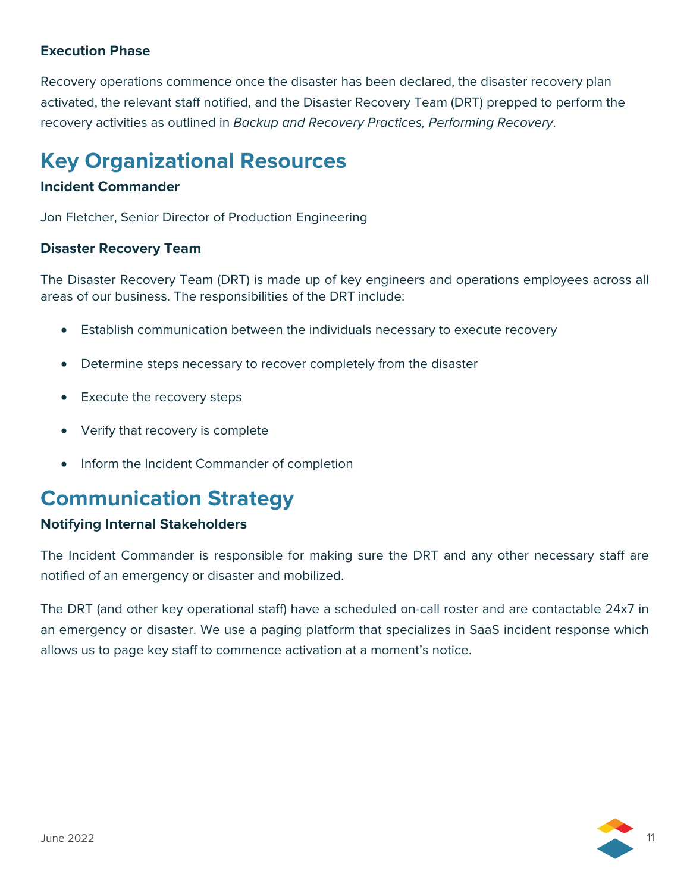### Execution Phase

Recovery operations commence once the disaster has been declared, the disaster recovery plan activated, the relevant staff notified, and the Disaster Recovery Team (DRT) prepped to perform the recovery activities as outlined in *Backup and Recovery Practices, Performing Recovery*.

## Key Organizational Resources

### Incident Commander

Jon Fletcher, Senior Director of Production Engineering

### Disaster Recovery Team

The Disaster Recovery Team (DRT) is made up of key engineers and operations employees across all areas of our business. The responsibilities of the DRT include:

- Establish communication between the individuals necessary to execute recovery
- Determine steps necessary to recover completely from the disaster
- Execute the recovery steps
- Verify that recovery is complete
- Inform the Incident Commander of completion

## Communication Strategy

### Notifying Internal Stakeholders

The Incident Commander is responsible for making sure the DRT and any other necessary staff are notified of an emergency or disaster and mobilized.

The DRT (and other key operational staff) have a scheduled on-call roster and are contactable 24x7 in an emergency or disaster. We use a paging platform that specializes in SaaS incident response which allows us to page key staff to commence activation at a moment's notice.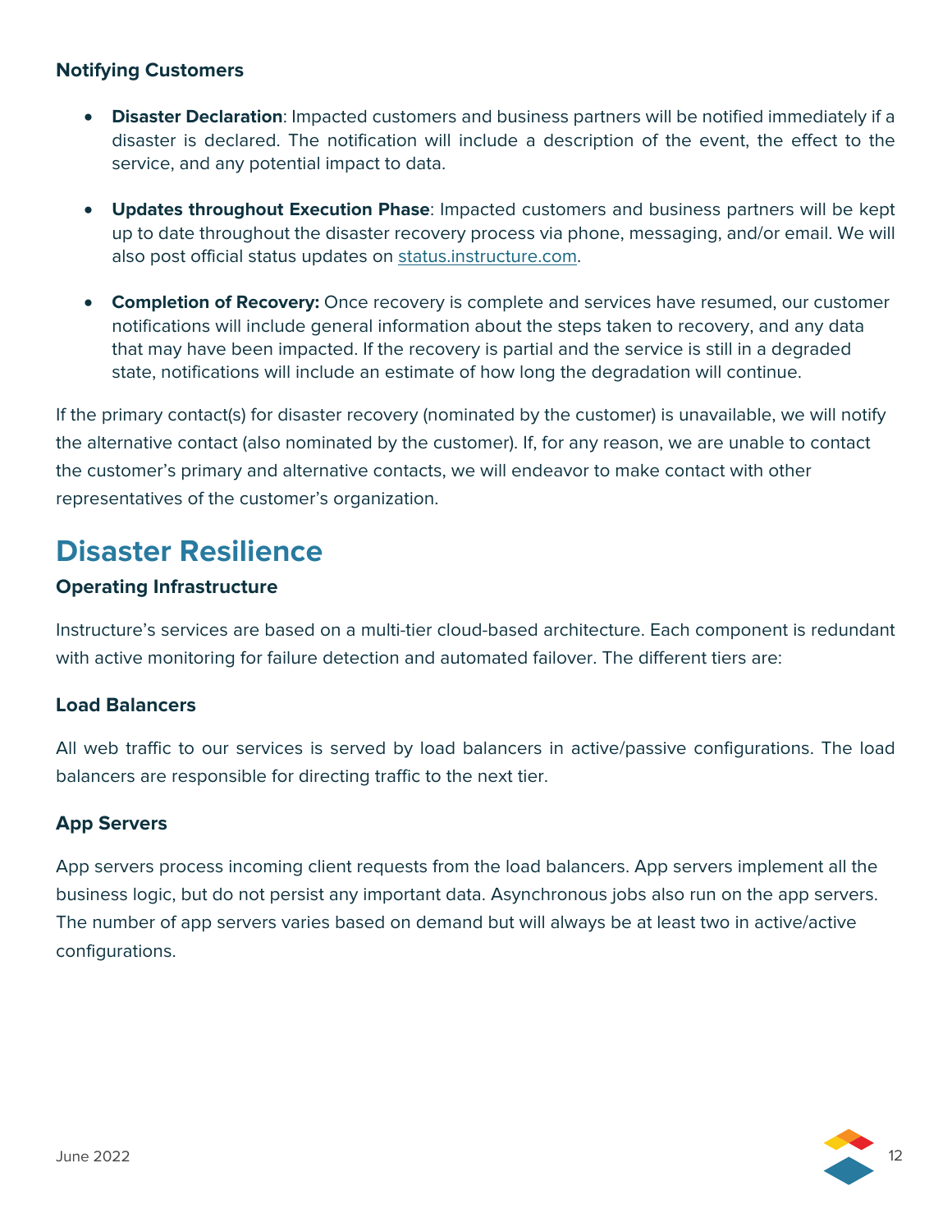### Notifying Customers

- **Disaster Declaration**: Impacted customers and business partners will be notified immediately if a disaster is declared. The notification will include a description of the event, the effect to the service, and any potential impact to data.
- **Updates throughout Execution Phase**: Impacted customers and business partners will be kept up to date throughout the disaster recovery process via phone, messaging, and/or email. We will also post official status updates on status.instructure.com.
- **Completion of Recovery:** Once recovery is complete and services have resumed, our customer notifications will include general information about the steps taken to recovery, and any data that may have been impacted. If the recovery is partial and the service is still in a degraded state, notifications will include an estimate of how long the degradation will continue.

If the primary contact(s) for disaster recovery (nominated by the customer) is unavailable, we will notify the alternative contact (also nominated by the customer). If, for any reason, we are unable to contact the customer's primary and alternative contacts, we will endeavor to make contact with other representatives of the customer's organization.

## Disaster Resilience

### Operating Infrastructure

Instructure's services are based on a multi-tier cloud-based architecture. Each component is redundant with active monitoring for failure detection and automated failover. The different tiers are:

### Load Balancers

All web traffic to our services is served by load balancers in active/passive configurations. The load balancers are responsible for directing traffic to the next tier.

### App Servers

App servers process incoming client requests from the load balancers. App servers implement all the business logic, but do not persist any important data. Asynchronous jobs also run on the app servers. The number of app servers varies based on demand but will always be at least two in active/active configurations.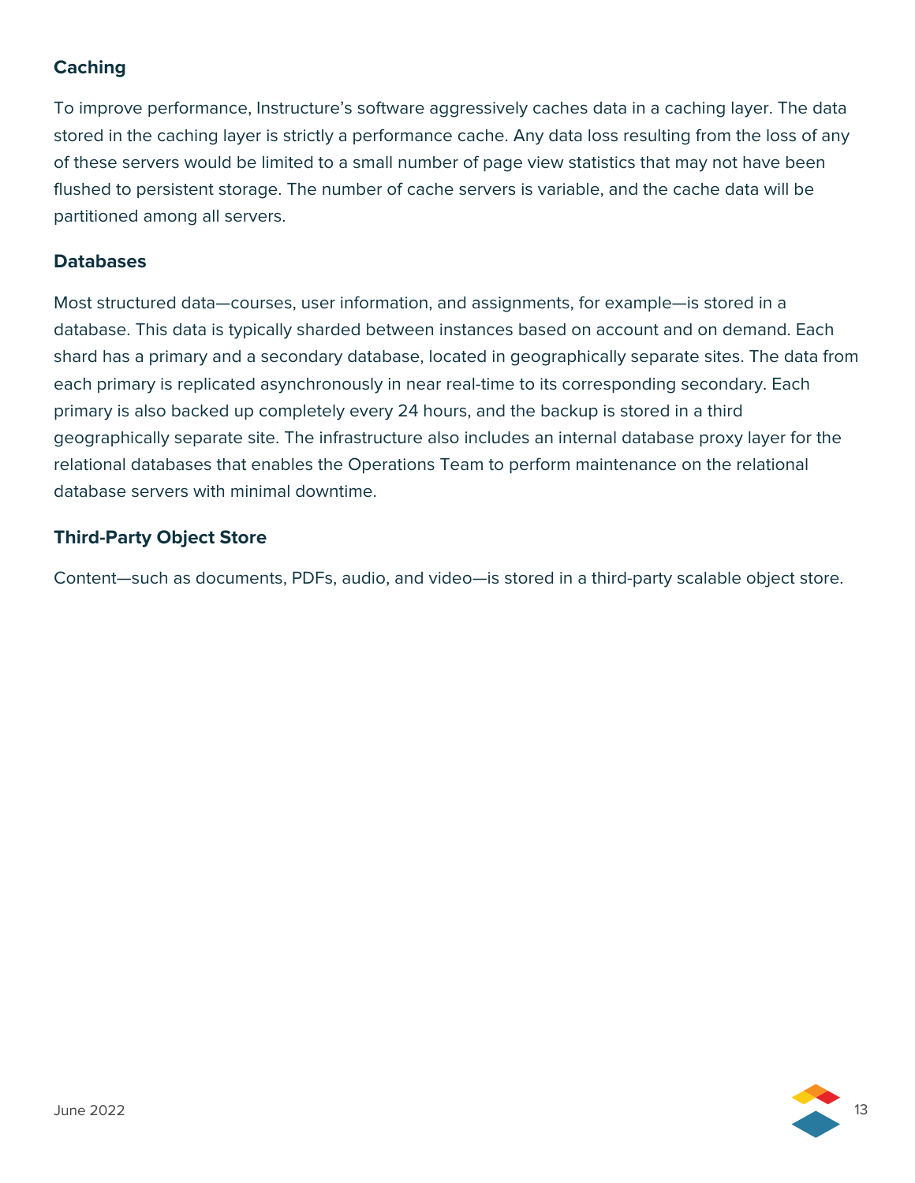### Caching

To improve performance, Instructure's software aggressively caches data in a caching layer. The data stored in the caching layer is strictly a performance cache. Any data loss resulting from the loss of any of these servers would be limited to a small number of page view statistics that may not have been flushed to persistent storage. The number of cache servers is variable, and the cache data will be partitioned among all servers.

### Databases

Most structured data—courses, user information, and assignments, for example—is stored in a database. This data is typically sharded between instances based on account and on demand. Each shard has a primary and a secondary database, located in geographically separate sites. The data from each primary is replicated asynchronously in near real-time to its corresponding secondary. Each primary is also backed up completely every 24 hours, and the backup is stored in a third geographically separate site. The infrastructure also includes an internal database proxy layer for the relational databases that enables the Operations Team to perform maintenance on the relational database servers with minimal downtime.

### Third-Party Object Store

Content—such as documents, PDFs, audio, and video—is stored in a third-party scalable object store.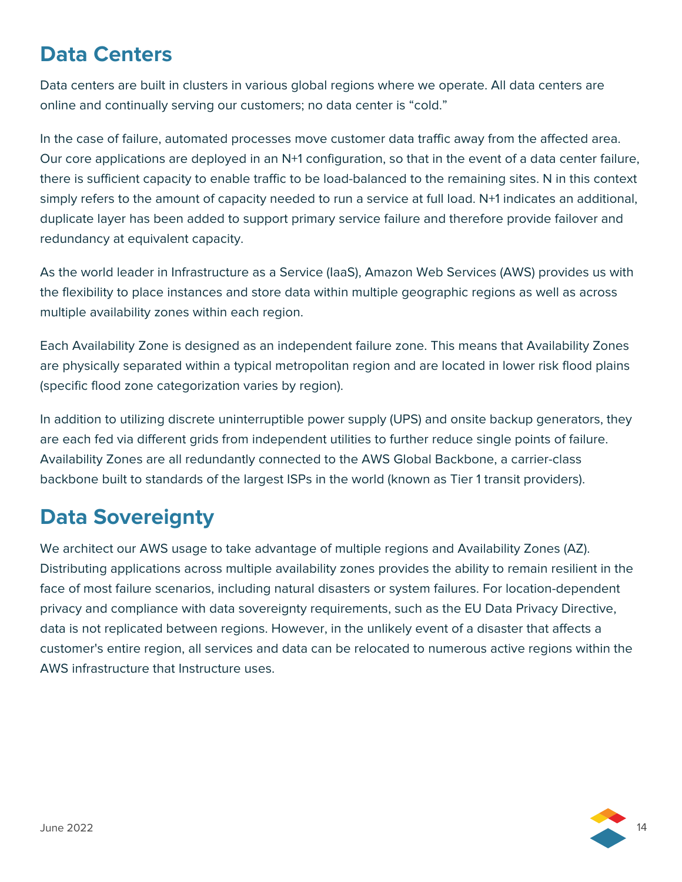## Data Centers

Data centers are built in clusters in various global regions where we operate. All data centers are online and continually serving our customers; no data center is “cold.”

In the case of failure, automated processes move customer data traffic away from the affected area. Our core applications are deployed in an N+1 configuration, so that in the event of a data center failure, there is sufficient capacity to enable traffic to be load-balanced to the remaining sites. N in this context simply refers to the amount of capacity needed to run a service at full load. N+1 indicates an additional, duplicate layer has been added to support primary service failure and therefore provide failover and redundancy at equivalent capacity.

As the world leader in Infrastructure as a Service (IaaS), Amazon Web Services (AWS) provides us with the flexibility to place instances and store data within multiple geographic regions as well as across multiple availability zones within each region.

Each Availability Zone is designed as an independent failure zone. This means that Availability Zones are physically separated within a typical metropolitan region and are located in lower risk flood plains (specific flood zone categorization varies by region).

In addition to utilizing discrete uninterruptible power supply (UPS) and onsite backup generators, they are each fed via different grids from independent utilities to further reduce single points of failure. Availability Zones are all redundantly connected to the AWS Global Backbone, a carrier-class backbone built to standards of the largest ISPs in the world (known as Tier 1 transit providers).

## Data Sovereignty

We architect our AWS usage to take advantage of multiple regions and Availability Zones (AZ). Distributing applications across multiple availability zones provides the ability to remain resilient in the face of most failure scenarios, including natural disasters or system failures. For location-dependent privacy and compliance with data sovereignty requirements, such as the EU Data Privacy Directive, data is not replicated between regions. However, in the unlikely event of a disaster that affects a customer's entire region, all services and data can be relocated to numerous active regions within the AWS infrastructure that Instructure uses.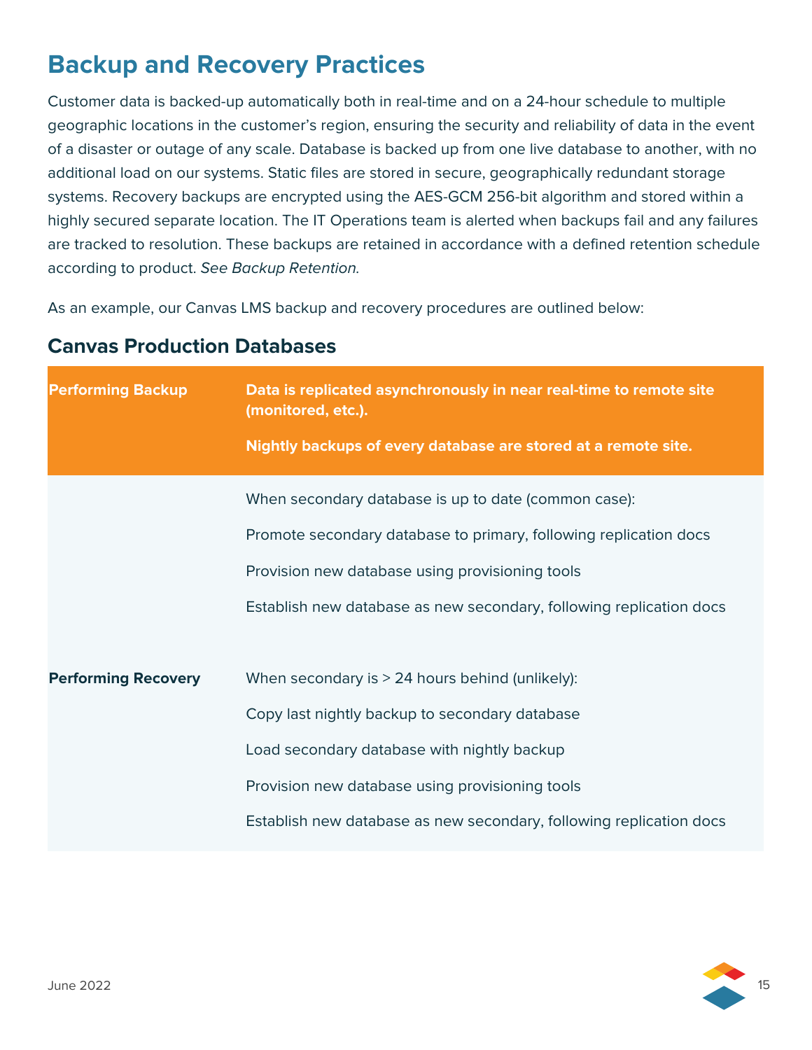# Backup and Recovery Practices

Customer data is backed-up automatically both in real-time and on a 24-hour schedule to multiple geographic locations in the customer's region, ensuring the security and reliability of data in the event of a disaster or outage of any scale. Database is backed up from one live database to another, with no additional load on our systems. Static files are stored in secure, geographically redundant storage systems. Recovery backups are encrypted using the AES-GCM 256-bit algorithm and stored within a highly secured separate location. The IT Operations team is alerted when backups fail and any failures are tracked to resolution. These backups are retained in accordance with a defined retention schedule according to product. *See Backup Retention.*

As an example, our Canvas LMS backup and recovery procedures are outlined below:

## Canvas Production Databases

| **Performing Backup** | **Data is replicated asynchronously in near real-time to remote site (monitored, etc.).**<br><br>**Nightly backups of every database are stored at a remote site.** |
|---|---|
| **Performing Recovery** | When secondary database is up to date (common case):<br><br>Promote secondary database to primary, following replication docs<br><br>Provision new database using provisioning tools<br><br>Establish new database as new secondary, following replication docs<br><br>When secondary is > 24 hours behind (unlikely):<br><br>Copy last nightly backup to secondary database<br><br>Load secondary database with nightly backup<br><br>Provision new database using provisioning tools<br><br>Establish new database as new secondary, following replication docs |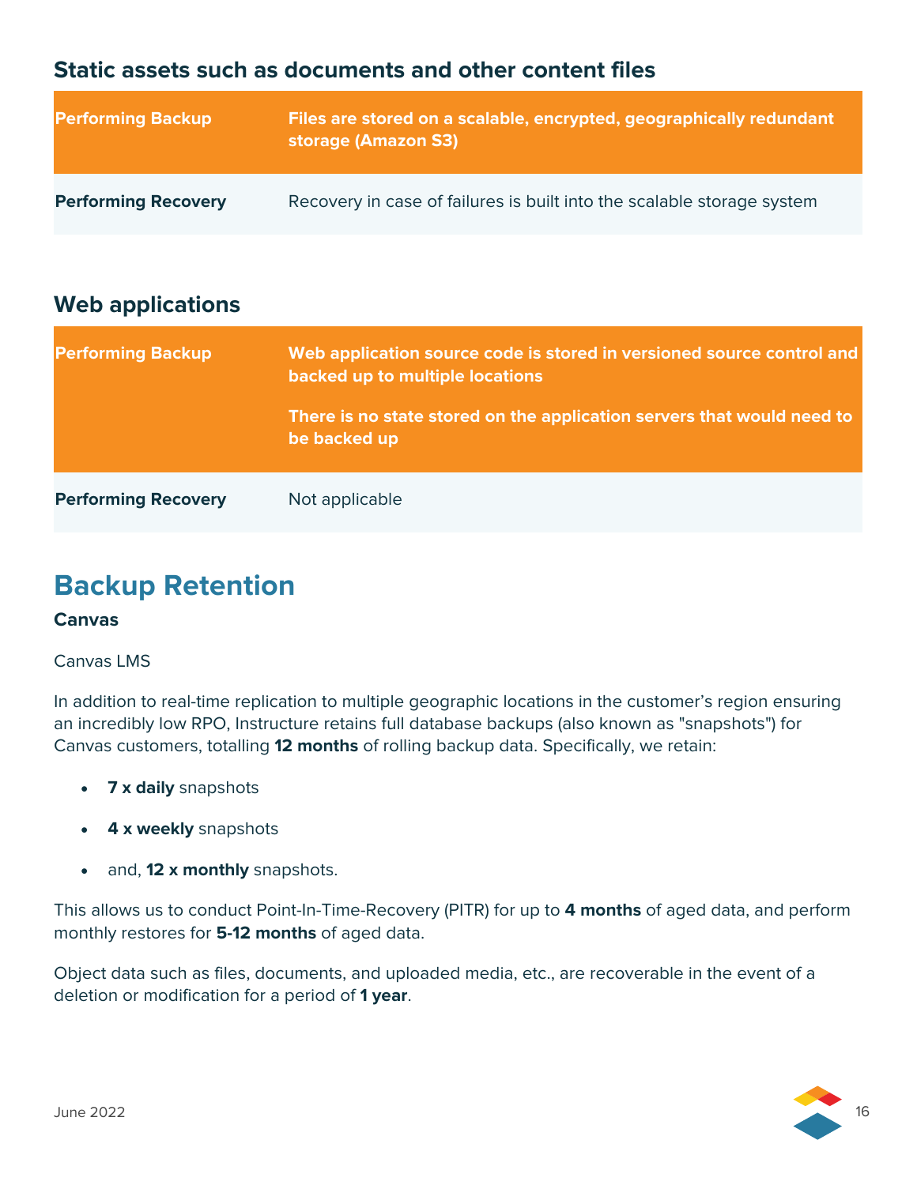### Static assets such as documents and other content files

| Performing Backup | Files are stored on a scalable, encrypted, geographically redundant storage (Amazon S3) |
|---|---|
| **Performing Recovery** | Recovery in case of failures is built into the scalable storage system |

### Web applications

| Performing Backup | Web application source code is stored in versioned source control and backed up to multiple locations<br><br>There is no state stored on the application servers that would need to be backed up |
|---|---|
| **Performing Recovery** | Not applicable |

## Backup Retention

**Canvas**

Canvas LMS

In addition to real-time replication to multiple geographic locations in the customer's region ensuring an incredibly low RPO, Instructure retains full database backups (also known as "snapshots") for Canvas customers, totalling **12 months** of rolling backup data. Specifically, we retain:

- **7 x daily** snapshots
- **4 x weekly** snapshots
- and, **12 x monthly** snapshots.

This allows us to conduct Point-In-Time-Recovery (PITR) for up to **4 months** of aged data, and perform monthly restores for **5-12 months** of aged data.

Object data such as files, documents, and uploaded media, etc., are recoverable in the event of a deletion or modification for a period of **1 year**.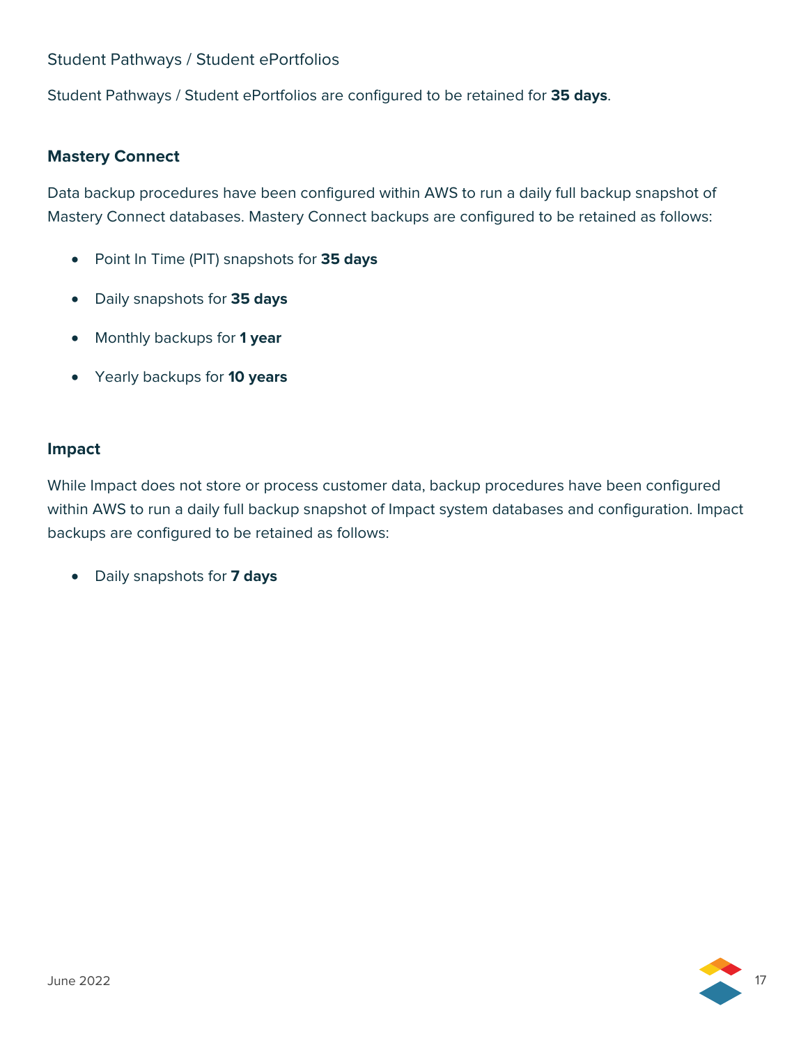#### Student Pathways / Student ePortfolios

Student Pathways / Student ePortfolios are configured to be retained for **35 days**.

### Mastery Connect

Data backup procedures have been configured within AWS to run a daily full backup snapshot of Mastery Connect databases. Mastery Connect backups are configured to be retained as follows:

- Point In Time (PIT) snapshots for **35 days**
- Daily snapshots for **35 days**
- Monthly backups for **1 year**
- Yearly backups for **10 years**

### Impact

While Impact does not store or process customer data, backup procedures have been configured within AWS to run a daily full backup snapshot of Impact system databases and configuration. Impact backups are configured to be retained as follows:

- Daily snapshots for **7 days**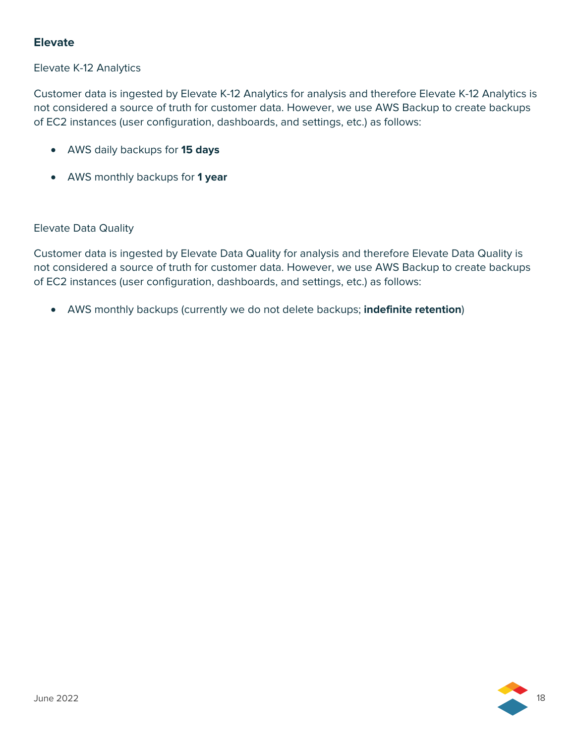## Elevate

### Elevate K-12 Analytics

Customer data is ingested by Elevate K-12 Analytics for analysis and therefore Elevate K-12 Analytics is not considered a source of truth for customer data. However, we use AWS Backup to create backups of EC2 instances (user configuration, dashboards, and settings, etc.) as follows:

- AWS daily backups for **15 days**
- AWS monthly backups for **1 year**

### Elevate Data Quality

Customer data is ingested by Elevate Data Quality for analysis and therefore Elevate Data Quality is not considered a source of truth for customer data. However, we use AWS Backup to create backups of EC2 instances (user configuration, dashboards, and settings, etc.) as follows:

- AWS monthly backups (currently we do not delete backups; **indefinite retention**)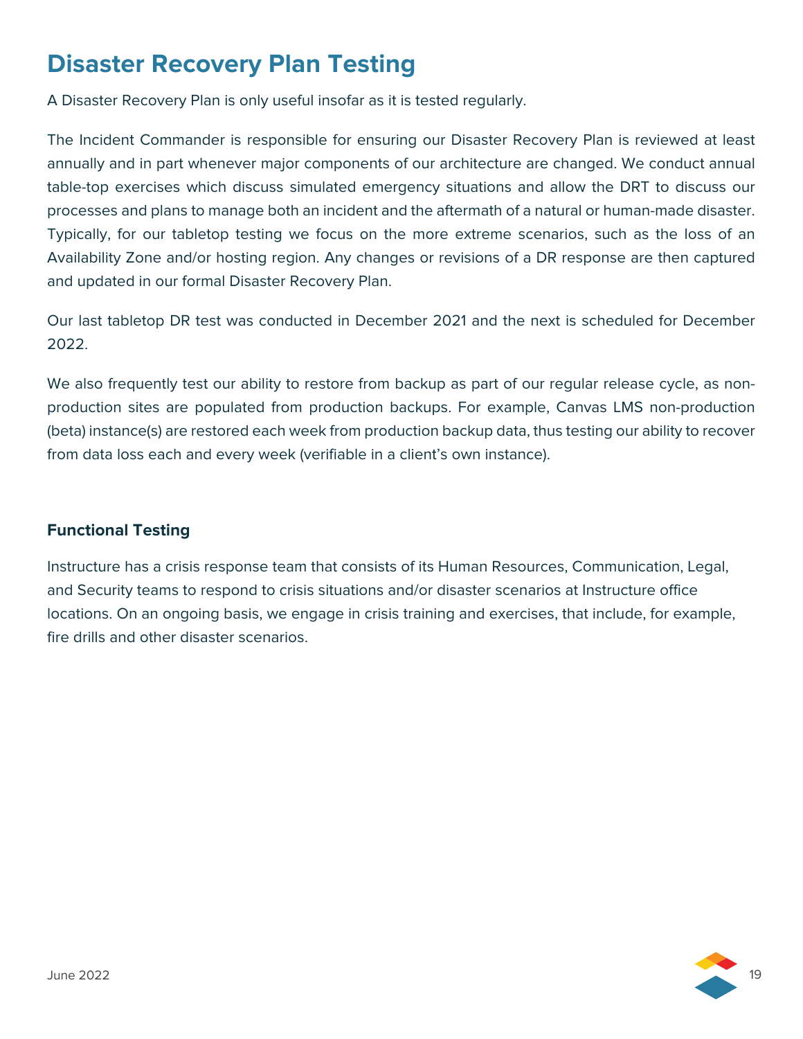# Disaster Recovery Plan Testing

A Disaster Recovery Plan is only useful insofar as it is tested regularly.

The Incident Commander is responsible for ensuring our Disaster Recovery Plan is reviewed at least annually and in part whenever major components of our architecture are changed. We conduct annual table-top exercises which discuss simulated emergency situations and allow the DRT to discuss our processes and plans to manage both an incident and the aftermath of a natural or human-made disaster. Typically, for our tabletop testing we focus on the more extreme scenarios, such as the loss of an Availability Zone and/or hosting region. Any changes or revisions of a DR response are then captured and updated in our formal Disaster Recovery Plan.

Our last tabletop DR test was conducted in December 2021 and the next is scheduled for December 2022.

We also frequently test our ability to restore from backup as part of our regular release cycle, as non-production sites are populated from production backups. For example, Canvas LMS non-production (beta) instance(s) are restored each week from production backup data, thus testing our ability to recover from data loss each and every week (verifiable in a client's own instance).

### Functional Testing

Instructure has a crisis response team that consists of its Human Resources, Communication, Legal, and Security teams to respond to crisis situations and/or disaster scenarios at Instructure office locations. On an ongoing basis, we engage in crisis training and exercises, that include, for example, fire drills and other disaster scenarios.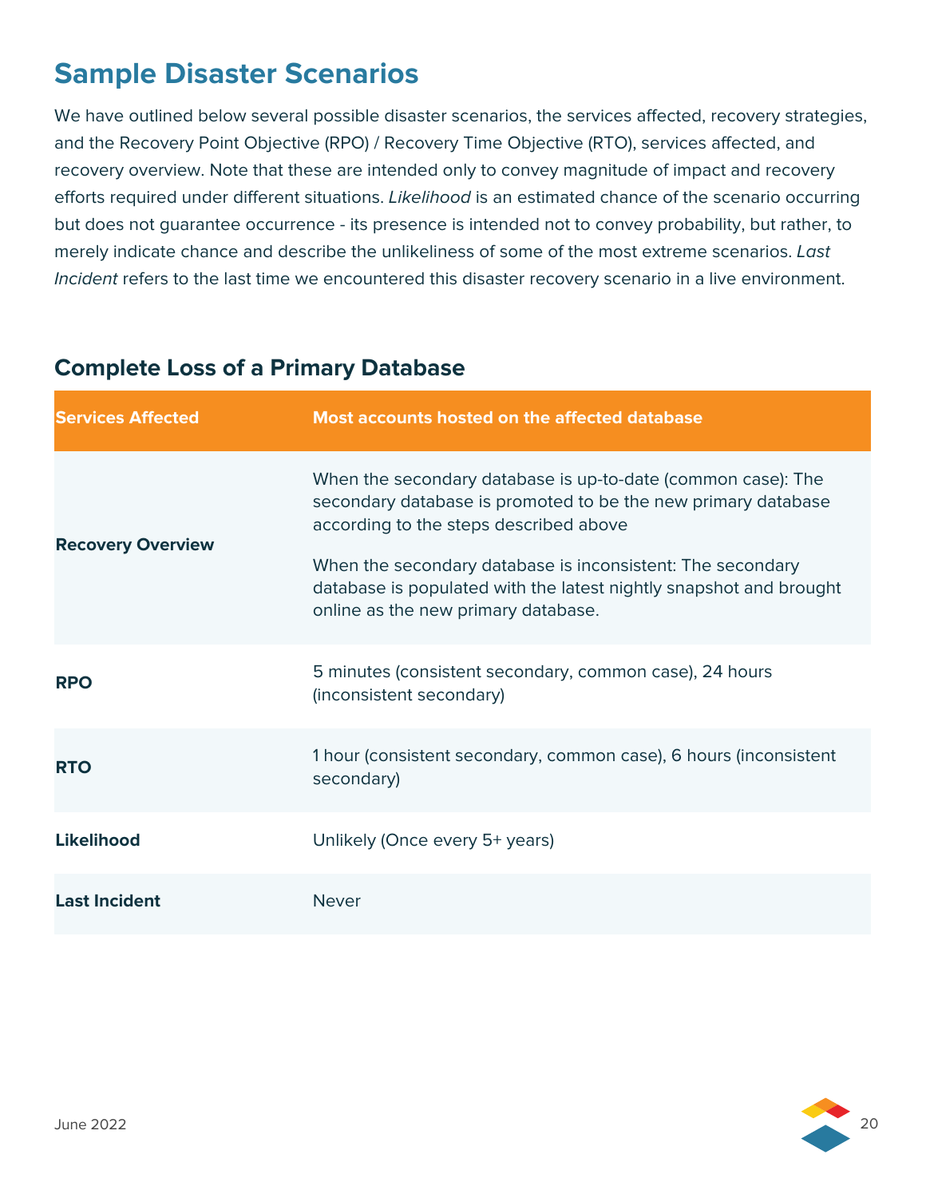## Sample Disaster Scenarios

We have outlined below several possible disaster scenarios, the services affected, recovery strategies, and the Recovery Point Objective (RPO) / Recovery Time Objective (RTO), services affected, and recovery overview. Note that these are intended only to convey magnitude of impact and recovery efforts required under different situations. *Likelihood* is an estimated chance of the scenario occurring but does not guarantee occurrence - its presence is intended not to convey probability, but rather, to merely indicate chance and describe the unlikeliness of some of the most extreme scenarios. *Last Incident* refers to the last time we encountered this disaster recovery scenario in a live environment.

### Complete Loss of a Primary Database

| Services Affected | Most accounts hosted on the affected database |
|---|---|
| **Recovery Overview** | When the secondary database is up-to-date (common case): The secondary database is promoted to be the new primary database according to the steps described above<br><br>When the secondary database is inconsistent: The secondary database is populated with the latest nightly snapshot and brought online as the new primary database. |
| **RPO** | 5 minutes (consistent secondary, common case), 24 hours (inconsistent secondary) |
| **RTO** | 1 hour (consistent secondary, common case), 6 hours (inconsistent secondary) |
| **Likelihood** | Unlikely (Once every 5+ years) |
| **Last Incident** | Never |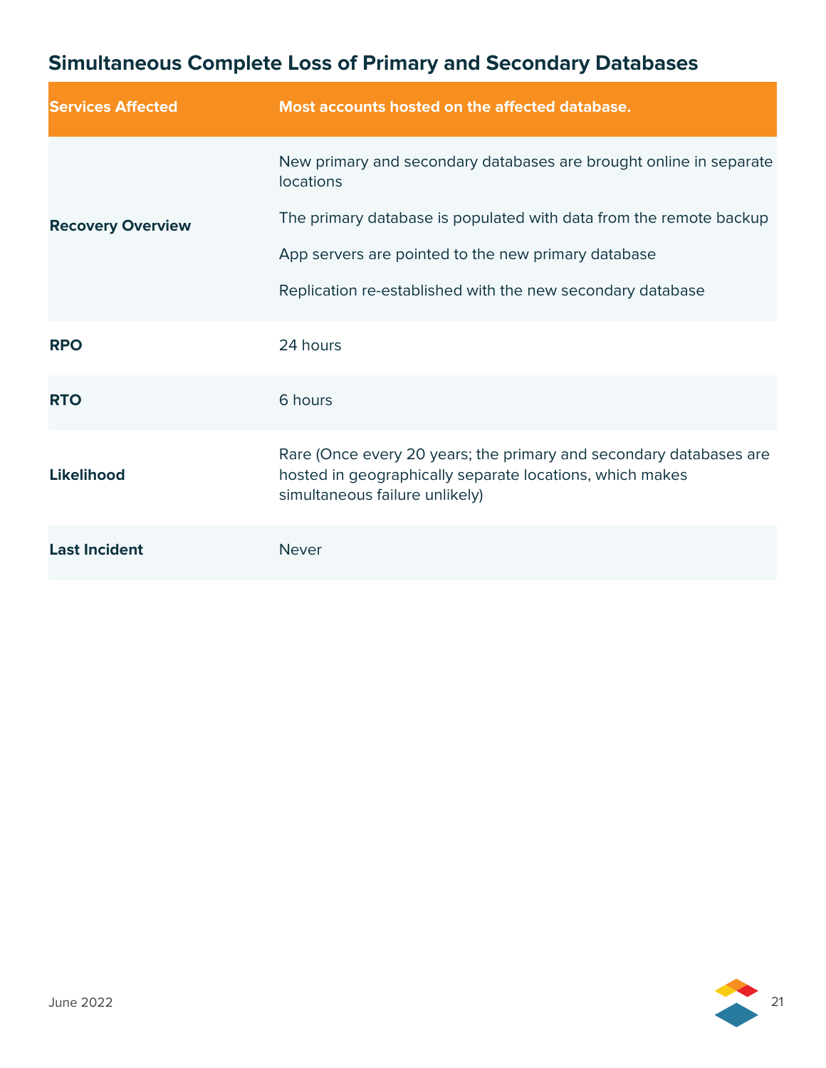## Simultaneous Complete Loss of Primary and Secondary Databases

| Services Affected | Most accounts hosted on the affected database. |
|---|---|
| **Recovery Overview** | New primary and secondary databases are brought online in separate locations<br><br>The primary database is populated with data from the remote backup<br><br>App servers are pointed to the new primary database<br><br>Replication re-established with the new secondary database |
| **RPO** | 24 hours |
| **RTO** | 6 hours |
| **Likelihood** | Rare (Once every 20 years; the primary and secondary databases are hosted in geographically separate locations, which makes simultaneous failure unlikely) |
| **Last Incident** | Never |

June 2022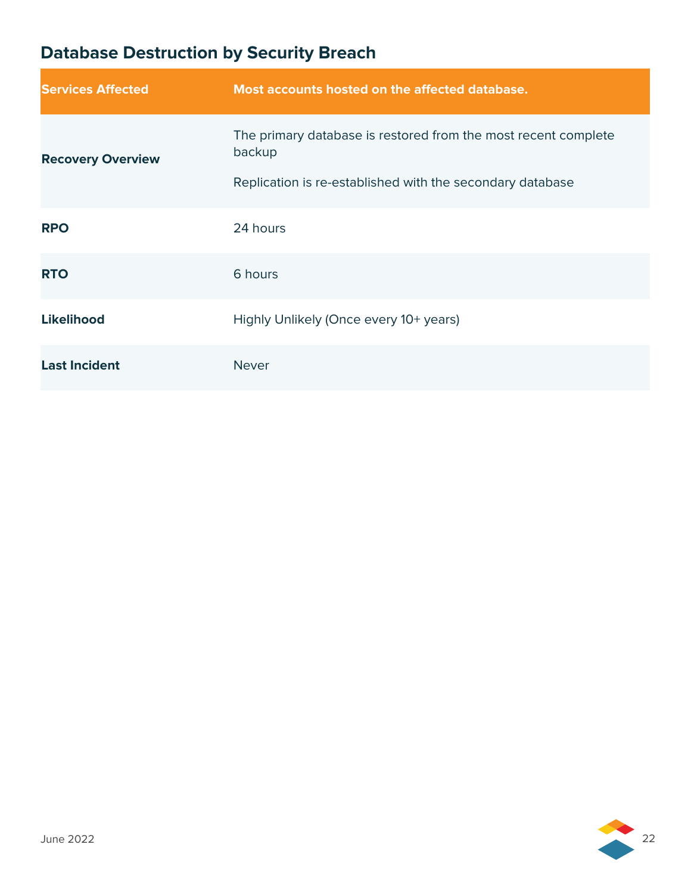## Database Destruction by Security Breach

| Services Affected | Most accounts hosted on the affected database. |
|---|---|
| Recovery Overview | The primary database is restored from the most recent complete backup<br><br>Replication is re-established with the secondary database |
| RPO | 24 hours |
| RTO | 6 hours |
| Likelihood | Highly Unlikely (Once every 10+ years) |
| Last Incident | Never |

June 2022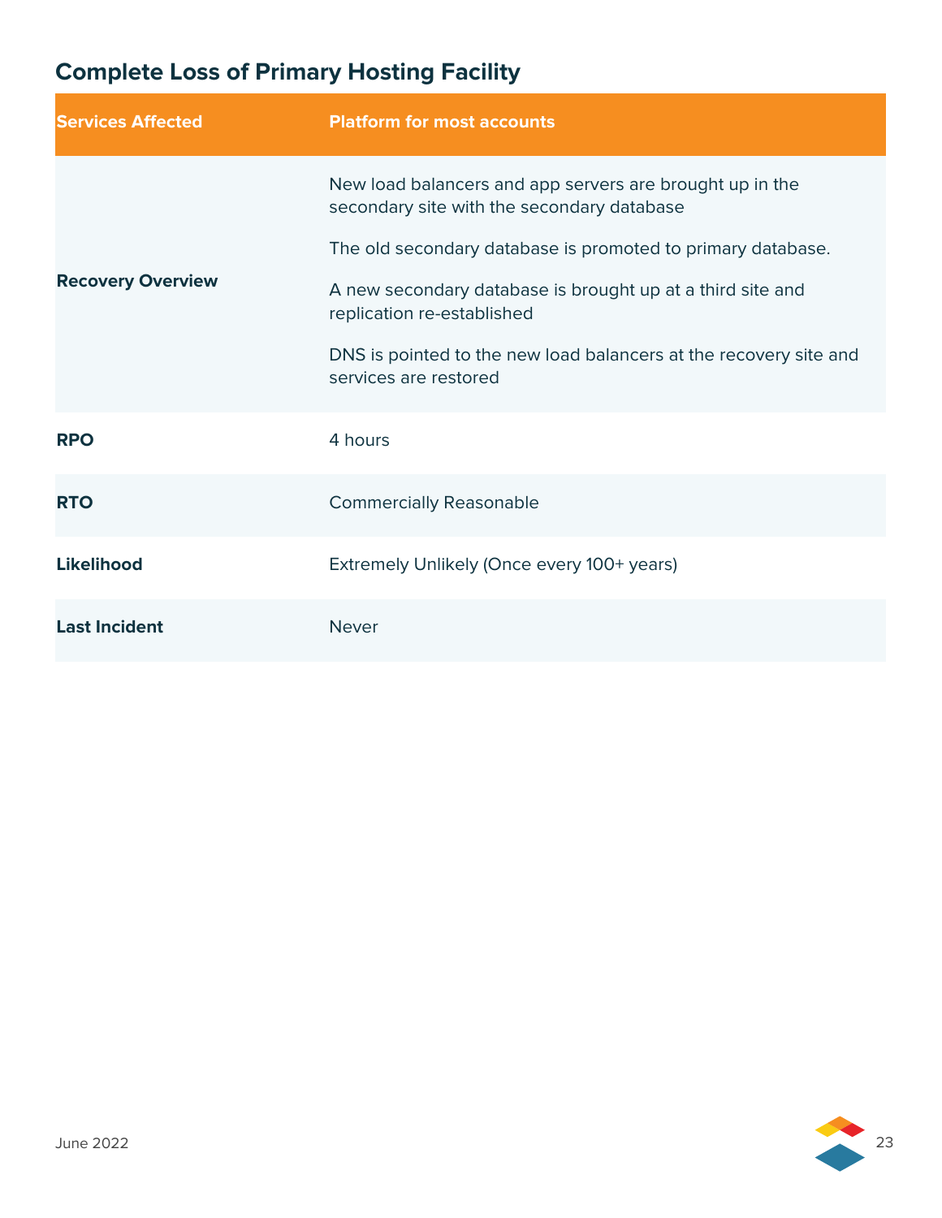## Complete Loss of Primary Hosting Facility

| Services Affected | Platform for most accounts |
|---|---|
| Recovery Overview | New load balancers and app servers are brought up in the secondary site with the secondary database<br><br>The old secondary database is promoted to primary database.<br><br>A new secondary database is brought up at a third site and replication re-established<br><br>DNS is pointed to the new load balancers at the recovery site and services are restored |
| RPO | 4 hours |
| RTO | Commercially Reasonable |
| Likelihood | Extremely Unlikely (Once every 100+ years) |
| Last Incident | Never |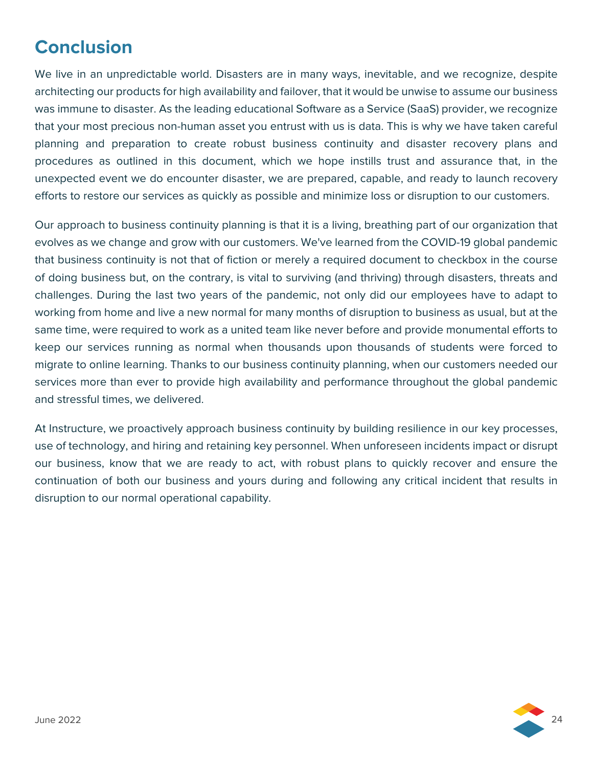# Conclusion

We live in an unpredictable world. Disasters are in many ways, inevitable, and we recognize, despite architecting our products for high availability and failover, that it would be unwise to assume our business was immune to disaster. As the leading educational Software as a Service (SaaS) provider, we recognize that your most precious non-human asset you entrust with us is data. This is why we have taken careful planning and preparation to create robust business continuity and disaster recovery plans and procedures as outlined in this document, which we hope instills trust and assurance that, in the unexpected event we do encounter disaster, we are prepared, capable, and ready to launch recovery efforts to restore our services as quickly as possible and minimize loss or disruption to our customers.

Our approach to business continuity planning is that it is a living, breathing part of our organization that evolves as we change and grow with our customers. We've learned from the COVID-19 global pandemic that business continuity is not that of fiction or merely a required document to checkbox in the course of doing business but, on the contrary, is vital to surviving (and thriving) through disasters, threats and challenges. During the last two years of the pandemic, not only did our employees have to adapt to working from home and live a new normal for many months of disruption to business as usual, but at the same time, were required to work as a united team like never before and provide monumental efforts to keep our services running as normal when thousands upon thousands of students were forced to migrate to online learning. Thanks to our business continuity planning, when our customers needed our services more than ever to provide high availability and performance throughout the global pandemic and stressful times, we delivered.

At Instructure, we proactively approach business continuity by building resilience in our key processes, use of technology, and hiring and retaining key personnel. When unforeseen incidents impact or disrupt our business, know that we are ready to act, with robust plans to quickly recover and ensure the continuation of both our business and yours during and following any critical incident that results in disruption to our normal operational capability.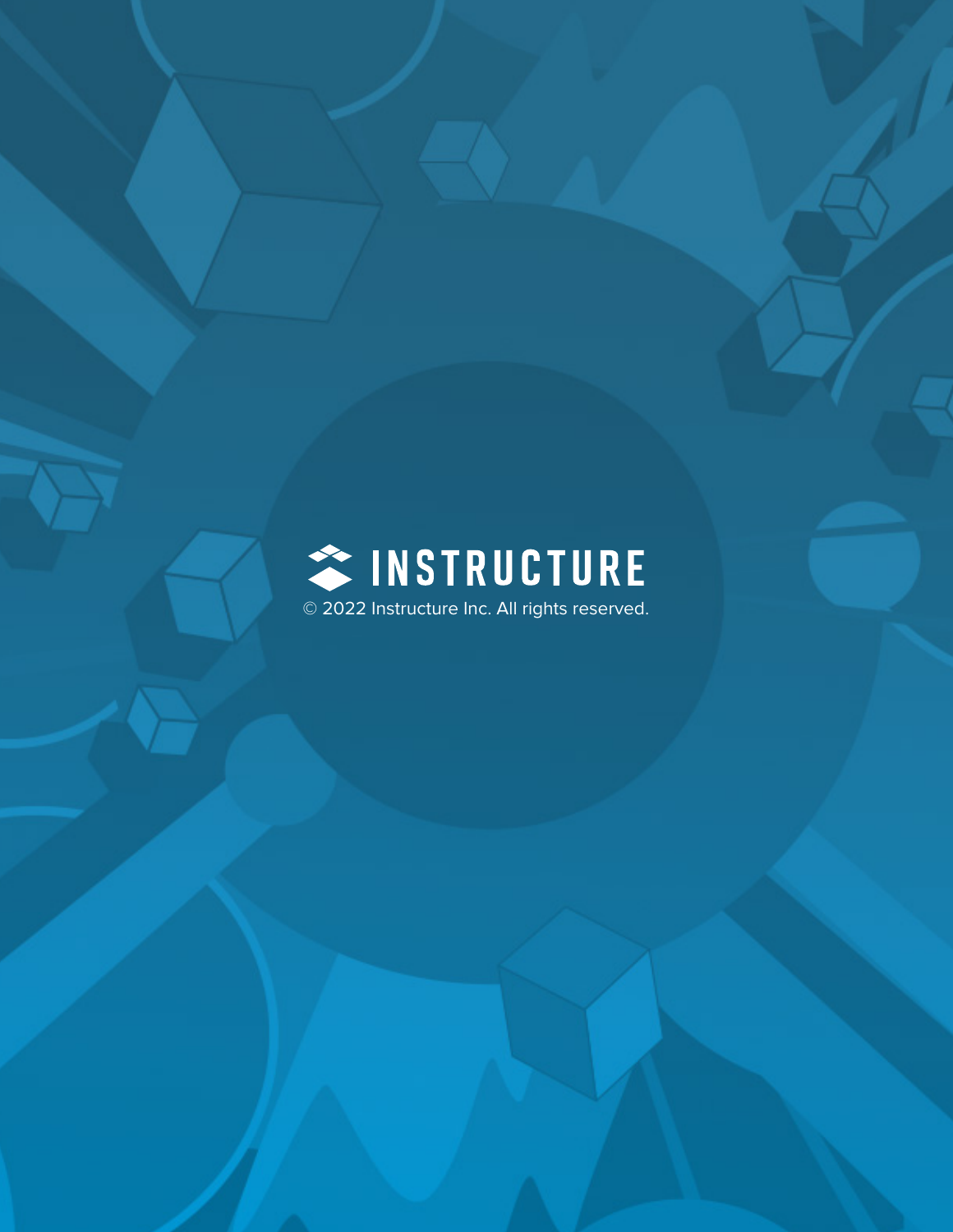INSTRUCTURE

© 2022 Instructure Inc. All rights reserved.